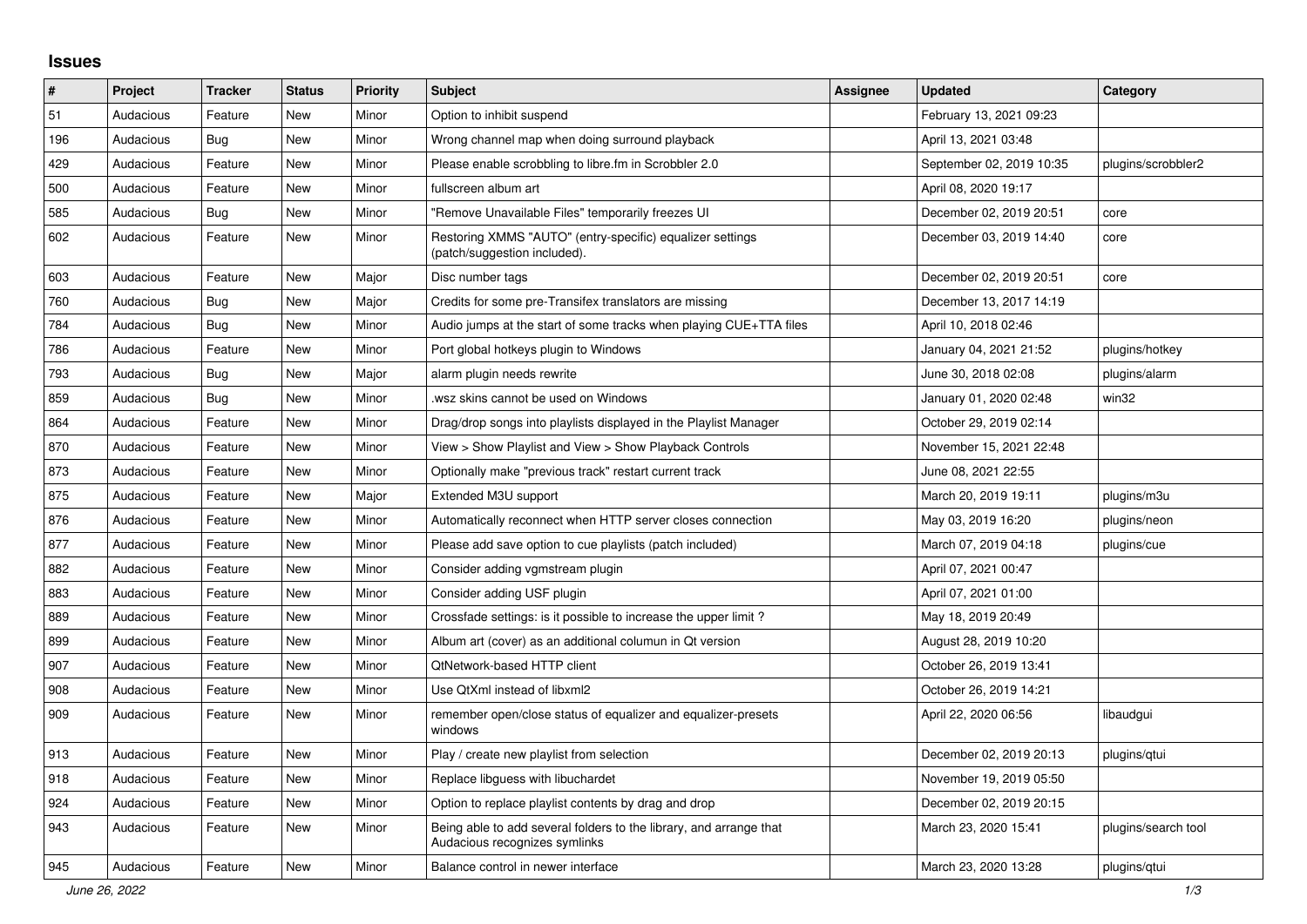## Issues

| # | Project | Tracker | Status | Priority | Subject | Assignee | Updated | Category |
|---|---|---|---|---|---|---|---|---|
| 51 | Audacious | Feature | New | Minor | Option to inhibit suspend | | February 13, 2021 09:23 | |
| 196 | Audacious | Bug | New | Minor | Wrong channel map when doing surround playback | | April 13, 2021 03:48 | |
| 429 | Audacious | Feature | New | Minor | Please enable scrobbling to libre.fm in Scrobbler 2.0 | | September 02, 2019 10:35 | plugins/scrobbler2 |
| 500 | Audacious | Feature | New | Minor | fullscreen album art | | April 08, 2020 19:17 | |
| 585 | Audacious | Bug | New | Minor | "Remove Unavailable Files" temporarily freezes UI | | December 02, 2019 20:51 | core |
| 602 | Audacious | Feature | New | Minor | Restoring XMMS "AUTO" (entry-specific) equalizer settings (patch/suggestion included). | | December 03, 2019 14:40 | core |
| 603 | Audacious | Feature | New | Major | Disc number tags | | December 02, 2019 20:51 | core |
| 760 | Audacious | Bug | New | Major | Credits for some pre-Transifex translators are missing | | December 13, 2017 14:19 | |
| 784 | Audacious | Bug | New | Minor | Audio jumps at the start of some tracks when playing CUE+TTA files | | April 10, 2018 02:46 | |
| 786 | Audacious | Feature | New | Minor | Port global hotkeys plugin to Windows | | January 04, 2021 21:52 | plugins/hotkey |
| 793 | Audacious | Bug | New | Major | alarm plugin needs rewrite | | June 30, 2018 02:08 | plugins/alarm |
| 859 | Audacious | Bug | New | Minor | .wsz skins cannot be used on Windows | | January 01, 2020 02:48 | win32 |
| 864 | Audacious | Feature | New | Minor | Drag/drop songs into playlists displayed in the Playlist Manager | | October 29, 2019 02:14 | |
| 870 | Audacious | Feature | New | Minor | View > Show Playlist and View > Show Playback Controls | | November 15, 2021 22:48 | |
| 873 | Audacious | Feature | New | Minor | Optionally make "previous track" restart current track | | June 08, 2021 22:55 | |
| 875 | Audacious | Feature | New | Major | Extended M3U support | | March 20, 2019 19:11 | plugins/m3u |
| 876 | Audacious | Feature | New | Minor | Automatically reconnect when HTTP server closes connection | | May 03, 2019 16:20 | plugins/neon |
| 877 | Audacious | Feature | New | Minor | Please add save option to cue playlists (patch included) | | March 07, 2019 04:18 | plugins/cue |
| 882 | Audacious | Feature | New | Minor | Consider adding vgmstream plugin | | April 07, 2021 00:47 | |
| 883 | Audacious | Feature | New | Minor | Consider adding USF plugin | | April 07, 2021 01:00 | |
| 889 | Audacious | Feature | New | Minor | Crossfade settings: is it possible to increase the upper limit ? | | May 18, 2019 20:49 | |
| 899 | Audacious | Feature | New | Minor | Album art (cover) as an additional columun in Qt version | | August 28, 2019 10:20 | |
| 907 | Audacious | Feature | New | Minor | QtNetwork-based HTTP client | | October 26, 2019 13:41 | |
| 908 | Audacious | Feature | New | Minor | Use QtXml instead of libxml2 | | October 26, 2019 14:21 | |
| 909 | Audacious | Feature | New | Minor | remember open/close status of equalizer and equalizer-presets windows | | April 22, 2020 06:56 | libaudgui |
| 913 | Audacious | Feature | New | Minor | Play / create new playlist from selection | | December 02, 2019 20:13 | plugins/qtui |
| 918 | Audacious | Feature | New | Minor | Replace libguess with libuchardet | | November 19, 2019 05:50 | |
| 924 | Audacious | Feature | New | Minor | Option to replace playlist contents by drag and drop | | December 02, 2019 20:15 | |
| 943 | Audacious | Feature | New | Minor | Being able to add several folders to the library, and arrange that Audacious recognizes symlinks | | March 23, 2020 15:41 | plugins/search tool |
| 945 | Audacious | Feature | New | Minor | Balance control in newer interface | | March 23, 2020 13:28 | plugins/qtui |

*June 26, 2022*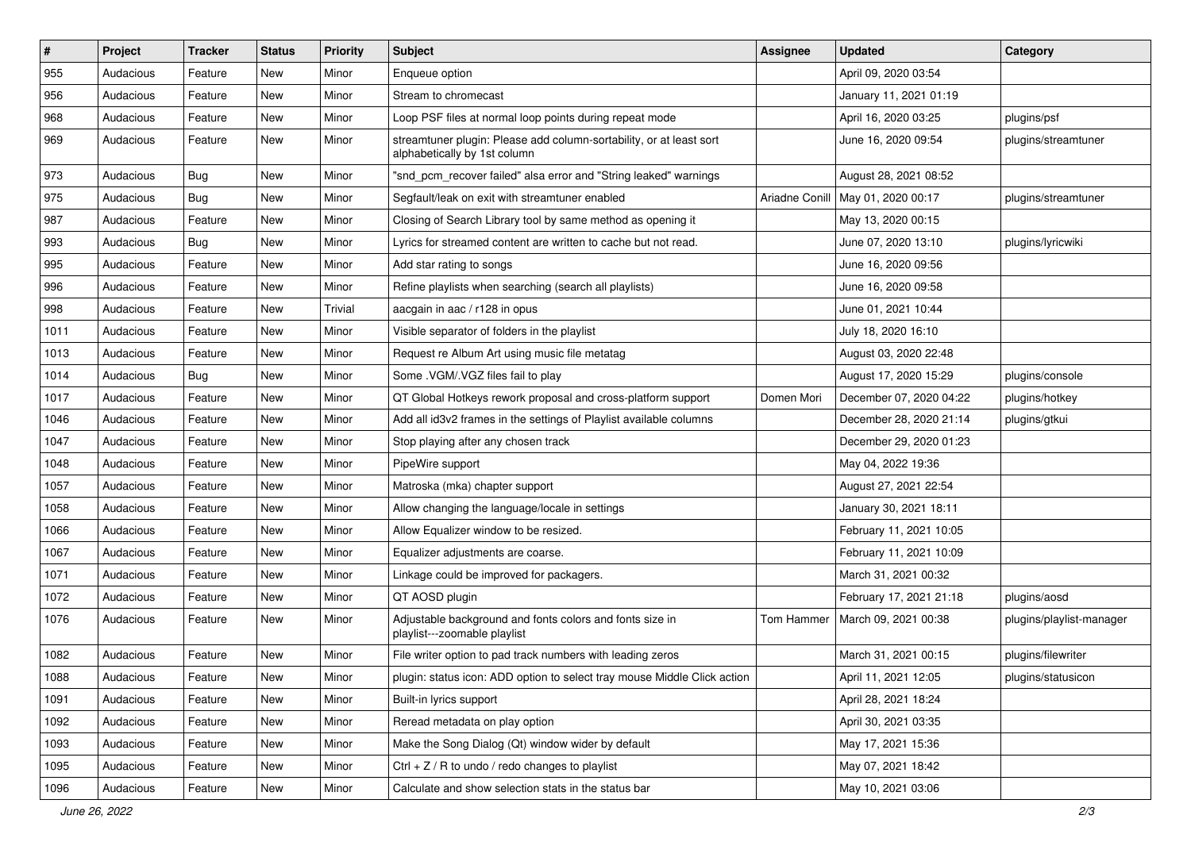| # | Project | Tracker | Status | Priority | Subject | Assignee | Updated | Category |
|---|---|---|---|---|---|---|---|---|
| 955 | Audacious | Feature | New | Minor | Enqueue option | | April 09, 2020 03:54 | |
| 956 | Audacious | Feature | New | Minor | Stream to chromecast | | January 11, 2021 01:19 | |
| 968 | Audacious | Feature | New | Minor | Loop PSF files at normal loop points during repeat mode | | April 16, 2020 03:25 | plugins/psf |
| 969 | Audacious | Feature | New | Minor | streamtuner plugin: Please add column-sortability, or at least sort alphabetically by 1st column | | June 16, 2020 09:54 | plugins/streamtuner |
| 973 | Audacious | Bug | New | Minor | "snd_pcm_recover failed" alsa error and "String leaked" warnings | | August 28, 2021 08:52 | |
| 975 | Audacious | Bug | New | Minor | Segfault/leak on exit with streamtuner enabled | Ariadne Conill | May 01, 2020 00:17 | plugins/streamtuner |
| 987 | Audacious | Feature | New | Minor | Closing of Search Library tool by same method as opening it | | May 13, 2020 00:15 | |
| 993 | Audacious | Bug | New | Minor | Lyrics for streamed content are written to cache but not read. | | June 07, 2020 13:10 | plugins/lyricwiki |
| 995 | Audacious | Feature | New | Minor | Add star rating to songs | | June 16, 2020 09:56 | |
| 996 | Audacious | Feature | New | Minor | Refine playlists when searching (search all playlists) | | June 16, 2020 09:58 | |
| 998 | Audacious | Feature | New | Trivial | aacgain in aac / r128 in opus | | June 01, 2021 10:44 | |
| 1011 | Audacious | Feature | New | Minor | Visible separator of folders in the playlist | | July 18, 2020 16:10 | |
| 1013 | Audacious | Feature | New | Minor | Request re Album Art using music file metatag | | August 03, 2020 22:48 | |
| 1014 | Audacious | Bug | New | Minor | Some .VGM/.VGZ files fail to play | | August 17, 2020 15:29 | plugins/console |
| 1017 | Audacious | Feature | New | Minor | QT Global Hotkeys rework proposal and cross-platform support | Domen Mori | December 07, 2020 04:22 | plugins/hotkey |
| 1046 | Audacious | Feature | New | Minor | Add all id3v2 frames in the settings of Playlist available columns | | December 28, 2020 21:14 | plugins/gtkui |
| 1047 | Audacious | Feature | New | Minor | Stop playing after any chosen track | | December 29, 2020 01:23 | |
| 1048 | Audacious | Feature | New | Minor | PipeWire support | | May 04, 2022 19:36 | |
| 1057 | Audacious | Feature | New | Minor | Matroska (mka) chapter support | | August 27, 2021 22:54 | |
| 1058 | Audacious | Feature | New | Minor | Allow changing the language/locale in settings | | January 30, 2021 18:11 | |
| 1066 | Audacious | Feature | New | Minor | Allow Equalizer window to be resized. | | February 11, 2021 10:05 | |
| 1067 | Audacious | Feature | New | Minor | Equalizer adjustments are coarse. | | February 11, 2021 10:09 | |
| 1071 | Audacious | Feature | New | Minor | Linkage could be improved for packagers. | | March 31, 2021 00:32 | |
| 1072 | Audacious | Feature | New | Minor | QT AOSD plugin | | February 17, 2021 21:18 | plugins/aosd |
| 1076 | Audacious | Feature | New | Minor | Adjustable background and fonts colors and fonts size in playlist---zoomable playlist | Tom Hammer | March 09, 2021 00:38 | plugins/playlist-manager |
| 1082 | Audacious | Feature | New | Minor | File writer option to pad track numbers with leading zeros | | March 31, 2021 00:15 | plugins/filewriter |
| 1088 | Audacious | Feature | New | Minor | plugin: status icon: ADD option to select tray mouse Middle Click action | | April 11, 2021 12:05 | plugins/statusicon |
| 1091 | Audacious | Feature | New | Minor | Built-in lyrics support | | April 28, 2021 18:24 | |
| 1092 | Audacious | Feature | New | Minor | Reread metadata on play option | | April 30, 2021 03:35 | |
| 1093 | Audacious | Feature | New | Minor | Make the Song Dialog (Qt) window wider by default | | May 17, 2021 15:36 | |
| 1095 | Audacious | Feature | New | Minor | Ctrl + Z / R to undo / redo changes to playlist | | May 07, 2021 18:42 | |
| 1096 | Audacious | Feature | New | Minor | Calculate and show selection stats in the status bar | | May 10, 2021 03:06 | |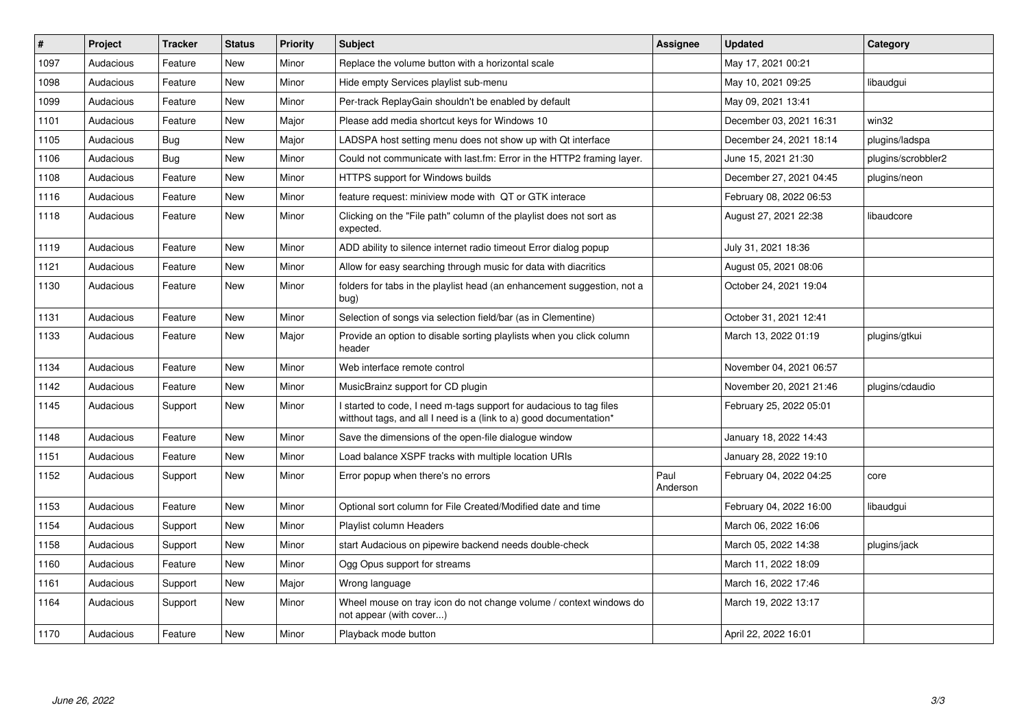| # | Project | Tracker | Status | Priority | Subject | Assignee | Updated | Category |
|---|---|---|---|---|---|---|---|---|
| 1097 | Audacious | Feature | New | Minor | Replace the volume button with a horizontal scale | | May 17, 2021 00:21 | |
| 1098 | Audacious | Feature | New | Minor | Hide empty Services playlist sub-menu | | May 10, 2021 09:25 | libaudgui |
| 1099 | Audacious | Feature | New | Minor | Per-track ReplayGain shouldn't be enabled by default | | May 09, 2021 13:41 | |
| 1101 | Audacious | Feature | New | Major | Please add media shortcut keys for Windows 10 | | December 03, 2021 16:31 | win32 |
| 1105 | Audacious | Bug | New | Major | LADSPA host setting menu does not show up with Qt interface | | December 24, 2021 18:14 | plugins/ladspa |
| 1106 | Audacious | Bug | New | Minor | Could not communicate with last.fm: Error in the HTTP2 framing layer. | | June 15, 2021 21:30 | plugins/scrobbler2 |
| 1108 | Audacious | Feature | New | Minor | HTTPS support for Windows builds | | December 27, 2021 04:45 | plugins/neon |
| 1116 | Audacious | Feature | New | Minor | feature request: miniview mode with QT or GTK interace | | February 08, 2022 06:53 | |
| 1118 | Audacious | Feature | New | Minor | Clicking on the "File path" column of the playlist does not sort as expected. | | August 27, 2021 22:38 | libaudcore |
| 1119 | Audacious | Feature | New | Minor | ADD ability to silence internet radio timeout Error dialog popup | | July 31, 2021 18:36 | |
| 1121 | Audacious | Feature | New | Minor | Allow for easy searching through music for data with diacritics | | August 05, 2021 08:06 | |
| 1130 | Audacious | Feature | New | Minor | folders for tabs in the playlist head (an enhancement suggestion, not a bug) | | October 24, 2021 19:04 | |
| 1131 | Audacious | Feature | New | Minor | Selection of songs via selection field/bar (as in Clementine) | | October 31, 2021 12:41 | |
| 1133 | Audacious | Feature | New | Major | Provide an option to disable sorting playlists when you click column header | | March 13, 2022 01:19 | plugins/gtkui |
| 1134 | Audacious | Feature | New | Minor | Web interface remote control | | November 04, 2021 06:57 | |
| 1142 | Audacious | Feature | New | Minor | MusicBrainz support for CD plugin | | November 20, 2021 21:46 | plugins/cdaudio |
| 1145 | Audacious | Support | New | Minor | I started to code, I need m-tags support for audacious to tag files witthout tags, and all I need is a (link to a) good documentation* | | February 25, 2022 05:01 | |
| 1148 | Audacious | Feature | New | Minor | Save the dimensions of the open-file dialogue window | | January 18, 2022 14:43 | |
| 1151 | Audacious | Feature | New | Minor | Load balance XSPF tracks with multiple location URIs | | January 28, 2022 19:10 | |
| 1152 | Audacious | Support | New | Minor | Error popup when there's no errors | Paul Anderson | February 04, 2022 04:25 | core |
| 1153 | Audacious | Feature | New | Minor | Optional sort column for File Created/Modified date and time | | February 04, 2022 16:00 | libaudgui |
| 1154 | Audacious | Support | New | Minor | Playlist column Headers | | March 06, 2022 16:06 | |
| 1158 | Audacious | Support | New | Minor | start Audacious on pipewire backend needs double-check | | March 05, 2022 14:38 | plugins/jack |
| 1160 | Audacious | Feature | New | Minor | Ogg Opus support for streams | | March 11, 2022 18:09 | |
| 1161 | Audacious | Support | New | Major | Wrong language | | March 16, 2022 17:46 | |
| 1164 | Audacious | Support | New | Minor | Wheel mouse on tray icon do not change volume / context windows do not appear (with cover...) | | March 19, 2022 13:17 | |
| 1170 | Audacious | Feature | New | Minor | Playback mode button | | April 22, 2022 16:01 | |